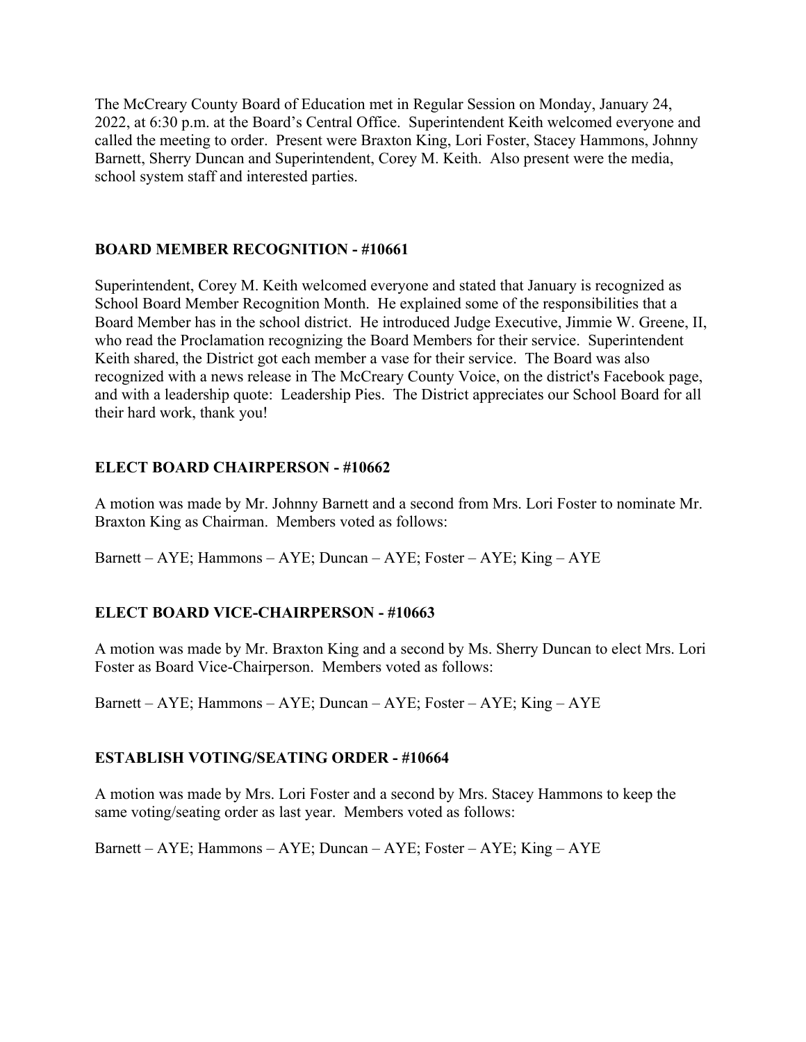The McCreary County Board of Education met in Regular Session on Monday, January 24, 2022, at 6:30 p.m. at the Board's Central Office. Superintendent Keith welcomed everyone and called the meeting to order. Present were Braxton King, Lori Foster, Stacey Hammons, Johnny Barnett, Sherry Duncan and Superintendent, Corey M. Keith. Also present were the media, school system staff and interested parties.

**BOARD MEMBER RECOGNITION - #10661**

Superintendent, Corey M. Keith welcomed everyone and stated that January is recognized as School Board Member Recognition Month. He explained some of the responsibilities that a Board Member has in the school district. He introduced Judge Executive, Jimmie W. Greene, II, who read the Proclamation recognizing the Board Members for their service. Superintendent Keith shared, the District got each member a vase for their service. The Board was also recognized with a news release in The McCreary County Voice, on the district's Facebook page, and with a leadership quote: Leadership Pies. The District appreciates our School Board for all their hard work, thank you!

**ELECT BOARD CHAIRPERSON - #10662**

A motion was made by Mr. Johnny Barnett and a second from Mrs. Lori Foster to nominate Mr. Braxton King as Chairman. Members voted as follows:

Barnett – AYE; Hammons – AYE; Duncan – AYE; Foster – AYE; King – AYE

**ELECT BOARD VICE-CHAIRPERSON - #10663**

A motion was made by Mr. Braxton King and a second by Ms. Sherry Duncan to elect Mrs. Lori Foster as Board Vice-Chairperson. Members voted as follows:

Barnett – AYE; Hammons – AYE; Duncan – AYE; Foster – AYE; King – AYE

**ESTABLISH VOTING/SEATING ORDER - #10664**

A motion was made by Mrs. Lori Foster and a second by Mrs. Stacey Hammons to keep the same voting/seating order as last year. Members voted as follows:

Barnett – AYE; Hammons – AYE; Duncan – AYE; Foster – AYE; King – AYE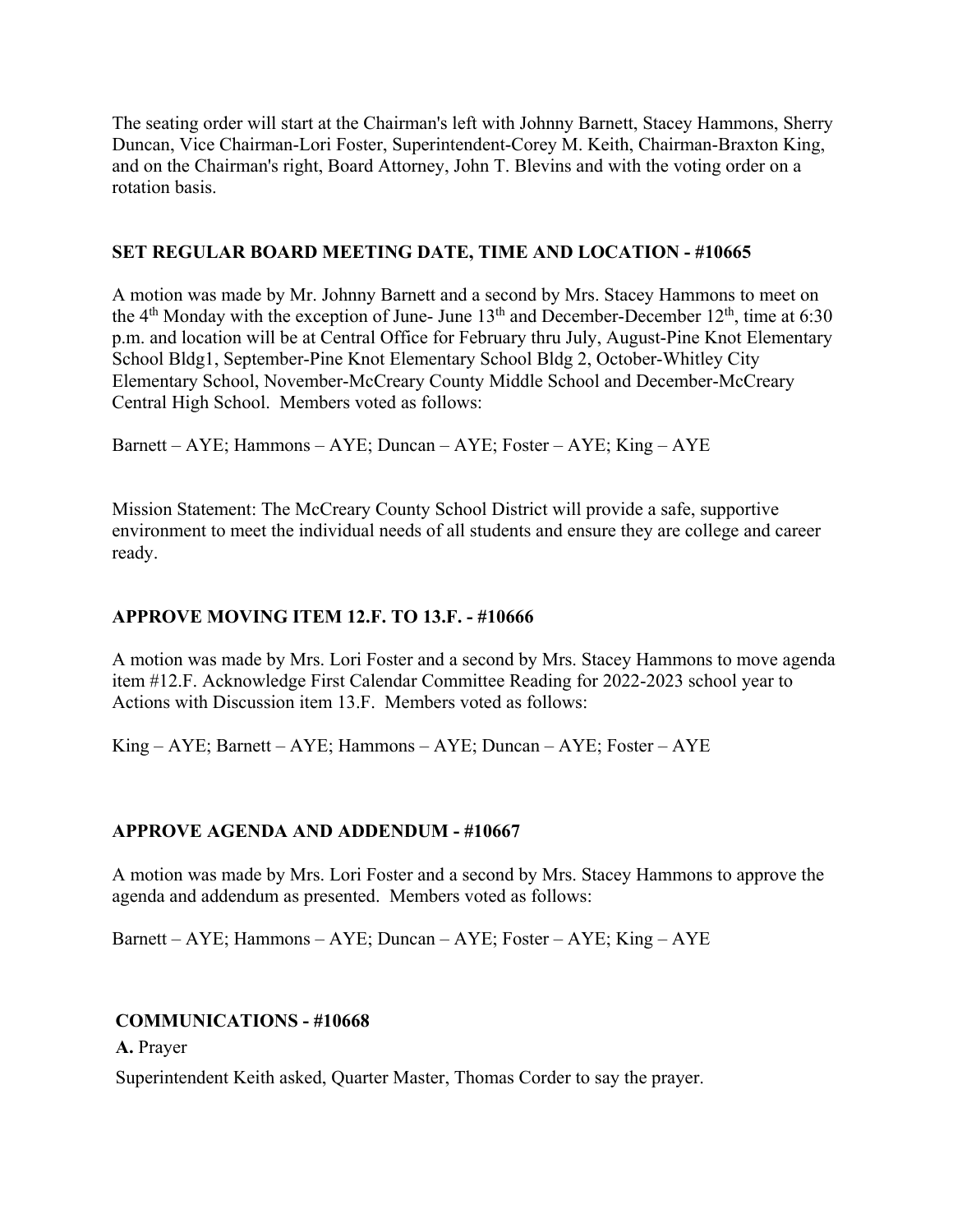The seating order will start at the Chairman's left with Johnny Barnett, Stacey Hammons, Sherry Duncan, Vice Chairman-Lori Foster, Superintendent-Corey M. Keith, Chairman-Braxton King, and on the Chairman's right, Board Attorney, John T. Blevins and with the voting order on a rotation basis.

**SET REGULAR BOARD MEETING DATE, TIME AND LOCATION - #10665**

A motion was made by Mr. Johnny Barnett and a second by Mrs. Stacey Hammons to meet on the 4th Monday with the exception of June- June 13th and December-December 12th, time at 6:30 p.m. and location will be at Central Office for February thru July, August-Pine Knot Elementary School Bldg1, September-Pine Knot Elementary School Bldg 2, October-Whitley City Elementary School, November-McCreary County Middle School and December-McCreary Central High School. Members voted as follows:

Barnett – AYE; Hammons – AYE; Duncan – AYE; Foster – AYE; King – AYE

Mission Statement: The McCreary County School District will provide a safe, supportive environment to meet the individual needs of all students and ensure they are college and career ready.

**APPROVE MOVING ITEM 12.F. TO 13.F. - #10666**

A motion was made by Mrs. Lori Foster and a second by Mrs. Stacey Hammons to move agenda item #12.F. Acknowledge First Calendar Committee Reading for 2022-2023 school year to Actions with Discussion item 13.F. Members voted as follows:

King – AYE; Barnett – AYE; Hammons – AYE; Duncan – AYE; Foster – AYE

**APPROVE AGENDA AND ADDENDUM - #10667**

A motion was made by Mrs. Lori Foster and a second by Mrs. Stacey Hammons to approve the agenda and addendum as presented. Members voted as follows:

Barnett – AYE; Hammons – AYE; Duncan – AYE; Foster – AYE; King – AYE

**COMMUNICATIONS - #10668**

**A.** Prayer

Superintendent Keith asked, Quarter Master, Thomas Corder to say the prayer.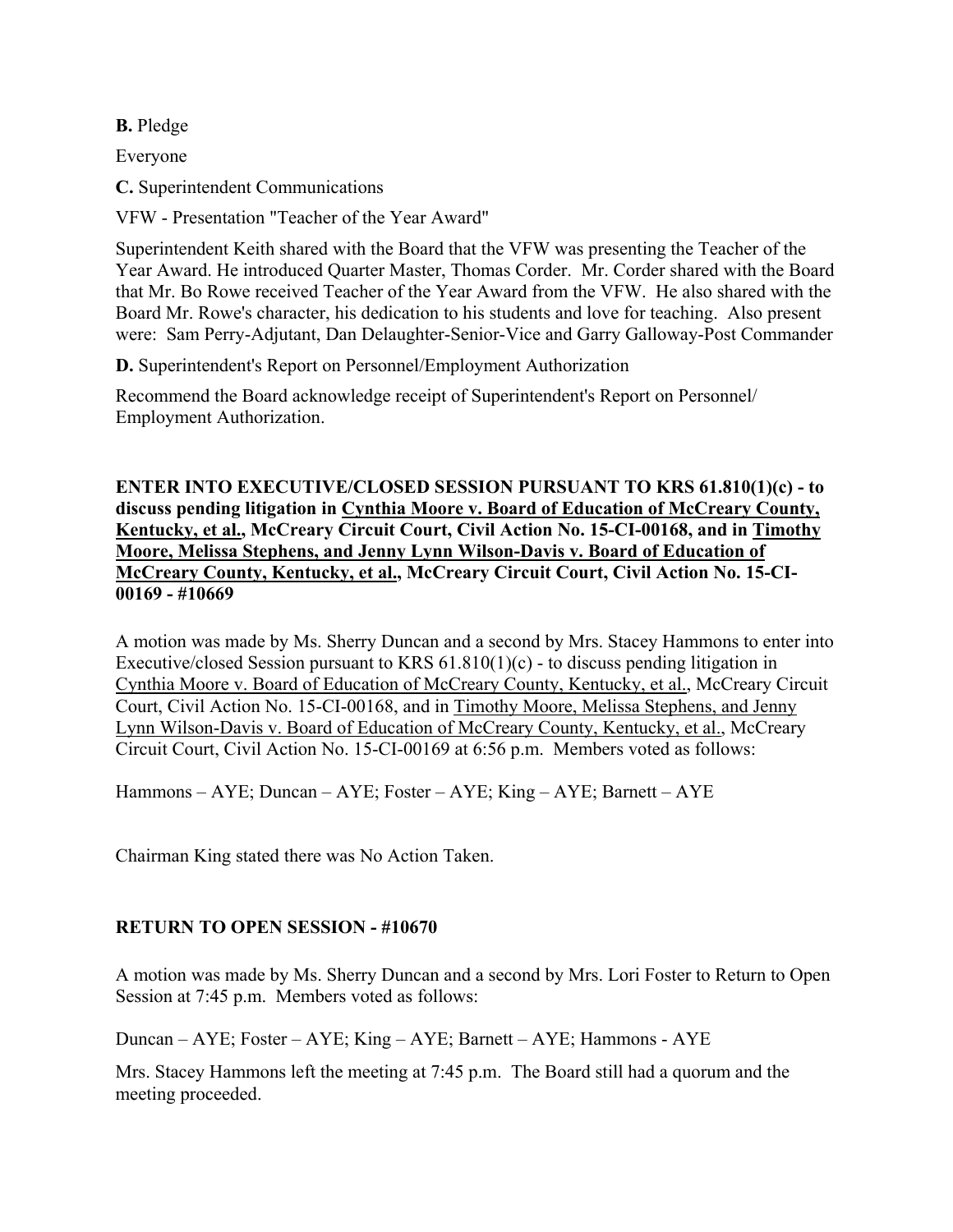**B.** Pledge

Everyone

**C.** Superintendent Communications

VFW - Presentation "Teacher of the Year Award"

Superintendent Keith shared with the Board that the VFW was presenting the Teacher of the Year Award. He introduced Quarter Master, Thomas Corder. Mr. Corder shared with the Board that Mr. Bo Rowe received Teacher of the Year Award from the VFW. He also shared with the Board Mr. Rowe's character, his dedication to his students and love for teaching. Also present were: Sam Perry-Adjutant, Dan Delaughter-Senior-Vice and Garry Galloway-Post Commander

**D.** Superintendent's Report on Personnel/Employment Authorization

Recommend the Board acknowledge receipt of Superintendent's Report on Personnel/ Employment Authorization.

**ENTER INTO EXECUTIVE/CLOSED SESSION PURSUANT TO KRS 61.810(1)(c) - to discuss pending litigation in <u>Cynthia Moore v. Board of Education of McCreary County, Kentucky, et al.</u>, McCreary Circuit Court, Civil Action No. 15-CI-00168, and in <u>Timothy Moore, Melissa Stephens, and Jenny Lynn Wilson-Davis v. Board of Education of McCreary County, Kentucky, et al.</u>, McCreary Circuit Court, Civil Action No. 15-CI-00169 - #10669**

A motion was made by Ms. Sherry Duncan and a second by Mrs. Stacey Hammons to enter into Executive/closed Session pursuant to KRS 61.810(1)(c) - to discuss pending litigation in <u>Cynthia Moore v. Board of Education of McCreary County, Kentucky, et al.</u>, McCreary Circuit Court, Civil Action No. 15-CI-00168, and in <u>Timothy Moore, Melissa Stephens, and Jenny Lynn Wilson-Davis v. Board of Education of McCreary County, Kentucky, et al.</u>, McCreary Circuit Court, Civil Action No. 15-CI-00169 at 6:56 p.m. Members voted as follows:

Hammons – AYE; Duncan – AYE; Foster – AYE; King – AYE; Barnett – AYE

Chairman King stated there was No Action Taken.

**RETURN TO OPEN SESSION - #10670**

A motion was made by Ms. Sherry Duncan and a second by Mrs. Lori Foster to Return to Open Session at 7:45 p.m. Members voted as follows:

Duncan – AYE; Foster – AYE; King – AYE; Barnett – AYE; Hammons - AYE

Mrs. Stacey Hammons left the meeting at 7:45 p.m. The Board still had a quorum and the meeting proceeded.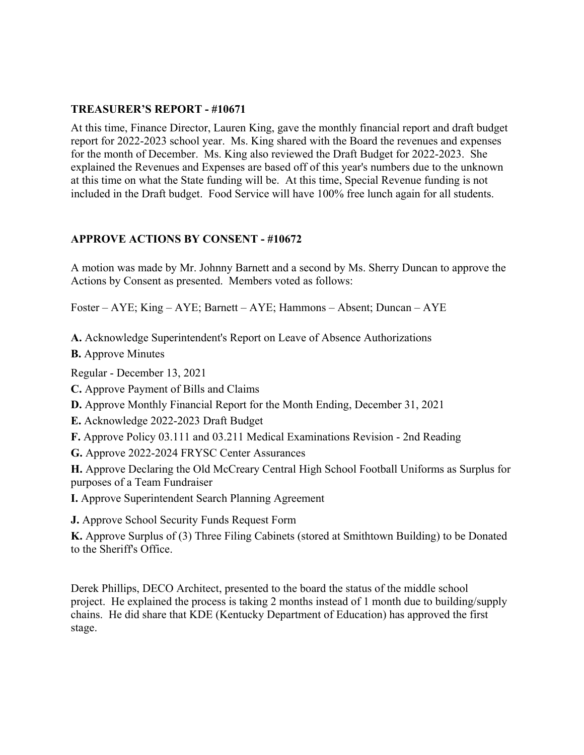## TREASURER'S REPORT - #10671

At this time, Finance Director, Lauren King, gave the monthly financial report and draft budget report for 2022-2023 school year. Ms. King shared with the Board the revenues and expenses for the month of December. Ms. King also reviewed the Draft Budget for 2022-2023. She explained the Revenues and Expenses are based off of this year's numbers due to the unknown at this time on what the State funding will be. At this time, Special Revenue funding is not included in the Draft budget. Food Service will have 100% free lunch again for all students.

## APPROVE ACTIONS BY CONSENT - #10672

A motion was made by Mr. Johnny Barnett and a second by Ms. Sherry Duncan to approve the Actions by Consent as presented. Members voted as follows:

Foster – AYE; King – AYE; Barnett – AYE; Hammons – Absent; Duncan – AYE

**A.** Acknowledge Superintendent's Report on Leave of Absence Authorizations

**B.** Approve Minutes

Regular - December 13, 2021

**C.** Approve Payment of Bills and Claims

**D.** Approve Monthly Financial Report for the Month Ending, December 31, 2021

**E.** Acknowledge 2022-2023 Draft Budget

**F.** Approve Policy 03.111 and 03.211 Medical Examinations Revision - 2nd Reading

**G.** Approve 2022-2024 FRYSC Center Assurances

**H.** Approve Declaring the Old McCreary Central High School Football Uniforms as Surplus for purposes of a Team Fundraiser

**I.** Approve Superintendent Search Planning Agreement

**J.** Approve School Security Funds Request Form

**K.** Approve Surplus of (3) Three Filing Cabinets (stored at Smithtown Building) to be Donated to the Sheriff's Office.

Derek Phillips, DECO Architect, presented to the board the status of the middle school project. He explained the process is taking 2 months instead of 1 month due to building/supply chains. He did share that KDE (Kentucky Department of Education) has approved the first stage.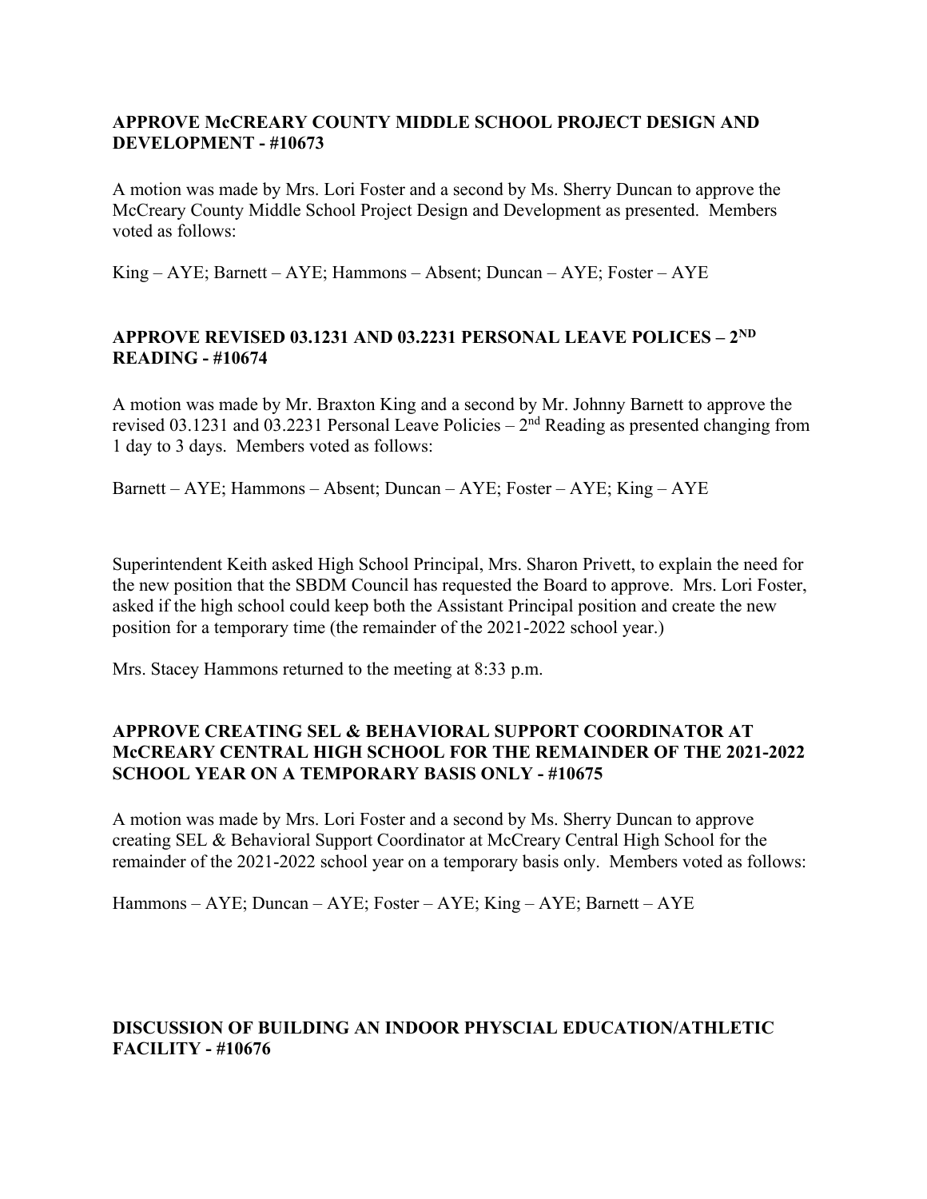**APPROVE McCREARY COUNTY MIDDLE SCHOOL PROJECT DESIGN AND DEVELOPMENT - #10673**

A motion was made by Mrs. Lori Foster and a second by Ms. Sherry Duncan to approve the McCreary County Middle School Project Design and Development as presented. Members voted as follows:

King – AYE; Barnett – AYE; Hammons – Absent; Duncan – AYE; Foster – AYE

**APPROVE REVISED 03.1231 AND 03.2231 PERSONAL LEAVE POLICES – 2ND READING - #10674**

A motion was made by Mr. Braxton King and a second by Mr. Johnny Barnett to approve the revised 03.1231 and 03.2231 Personal Leave Policies – 2nd Reading as presented changing from 1 day to 3 days. Members voted as follows:

Barnett – AYE; Hammons – Absent; Duncan – AYE; Foster – AYE; King – AYE

Superintendent Keith asked High School Principal, Mrs. Sharon Privett, to explain the need for the new position that the SBDM Council has requested the Board to approve. Mrs. Lori Foster, asked if the high school could keep both the Assistant Principal position and create the new position for a temporary time (the remainder of the 2021-2022 school year.)

Mrs. Stacey Hammons returned to the meeting at 8:33 p.m.

**APPROVE CREATING SEL & BEHAVIORAL SUPPORT COORDINATOR AT McCREARY CENTRAL HIGH SCHOOL FOR THE REMAINDER OF THE 2021-2022 SCHOOL YEAR ON A TEMPORARY BASIS ONLY - #10675**

A motion was made by Mrs. Lori Foster and a second by Ms. Sherry Duncan to approve creating SEL & Behavioral Support Coordinator at McCreary Central High School for the remainder of the 2021-2022 school year on a temporary basis only. Members voted as follows:

Hammons – AYE; Duncan – AYE; Foster – AYE; King – AYE; Barnett – AYE

**DISCUSSION OF BUILDING AN INDOOR PHYSCIAL EDUCATION/ATHLETIC FACILITY - #10676**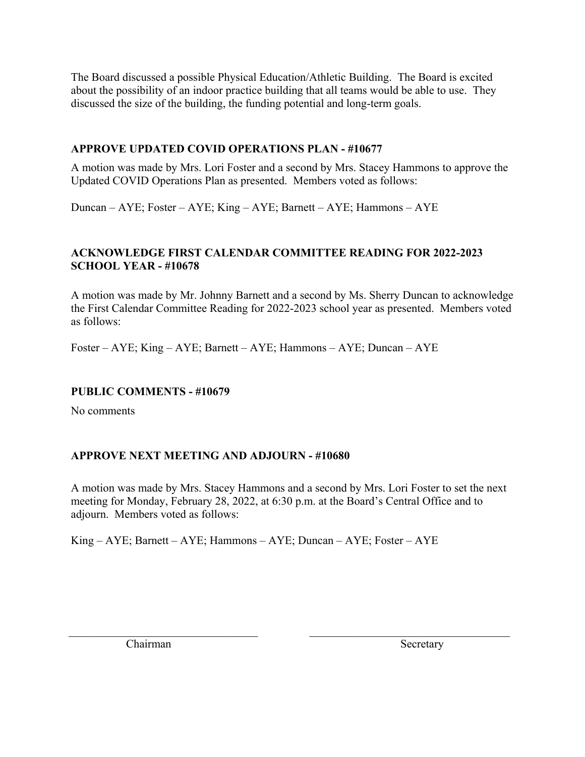The Board discussed a possible Physical Education/Athletic Building. The Board is excited about the possibility of an indoor practice building that all teams would be able to use. They discussed the size of the building, the funding potential and long-term goals.

**APPROVE UPDATED COVID OPERATIONS PLAN - #10677**

A motion was made by Mrs. Lori Foster and a second by Mrs. Stacey Hammons to approve the Updated COVID Operations Plan as presented. Members voted as follows:

Duncan – AYE; Foster – AYE; King – AYE; Barnett – AYE; Hammons – AYE

**ACKNOWLEDGE FIRST CALENDAR COMMITTEE READING FOR 2022-2023 SCHOOL YEAR - #10678**

A motion was made by Mr. Johnny Barnett and a second by Ms. Sherry Duncan to acknowledge the First Calendar Committee Reading for 2022-2023 school year as presented. Members voted as follows:

Foster – AYE; King – AYE; Barnett – AYE; Hammons – AYE; Duncan – AYE

**PUBLIC COMMENTS - #10679**

No comments

**APPROVE NEXT MEETING AND ADJOURN - #10680**

A motion was made by Mrs. Stacey Hammons and a second by Mrs. Lori Foster to set the next meeting for Monday, February 28, 2022, at 6:30 p.m. at the Board's Central Office and to adjourn. Members voted as follows:

King – AYE; Barnett – AYE; Hammons – AYE; Duncan – AYE; Foster – AYE

\_\_\_\_\_\_\_\_\_\_\_\_\_\_\_\_\_\_\_\_\_\_\_\_\_\_\_\_\_\_\_\_
Chairman

\_\_\_\_\_\_\_\_\_\_\_\_\_\_\_\_\_\_\_\_\_\_\_\_\_\_\_\_\_\_\_\_
Secretary